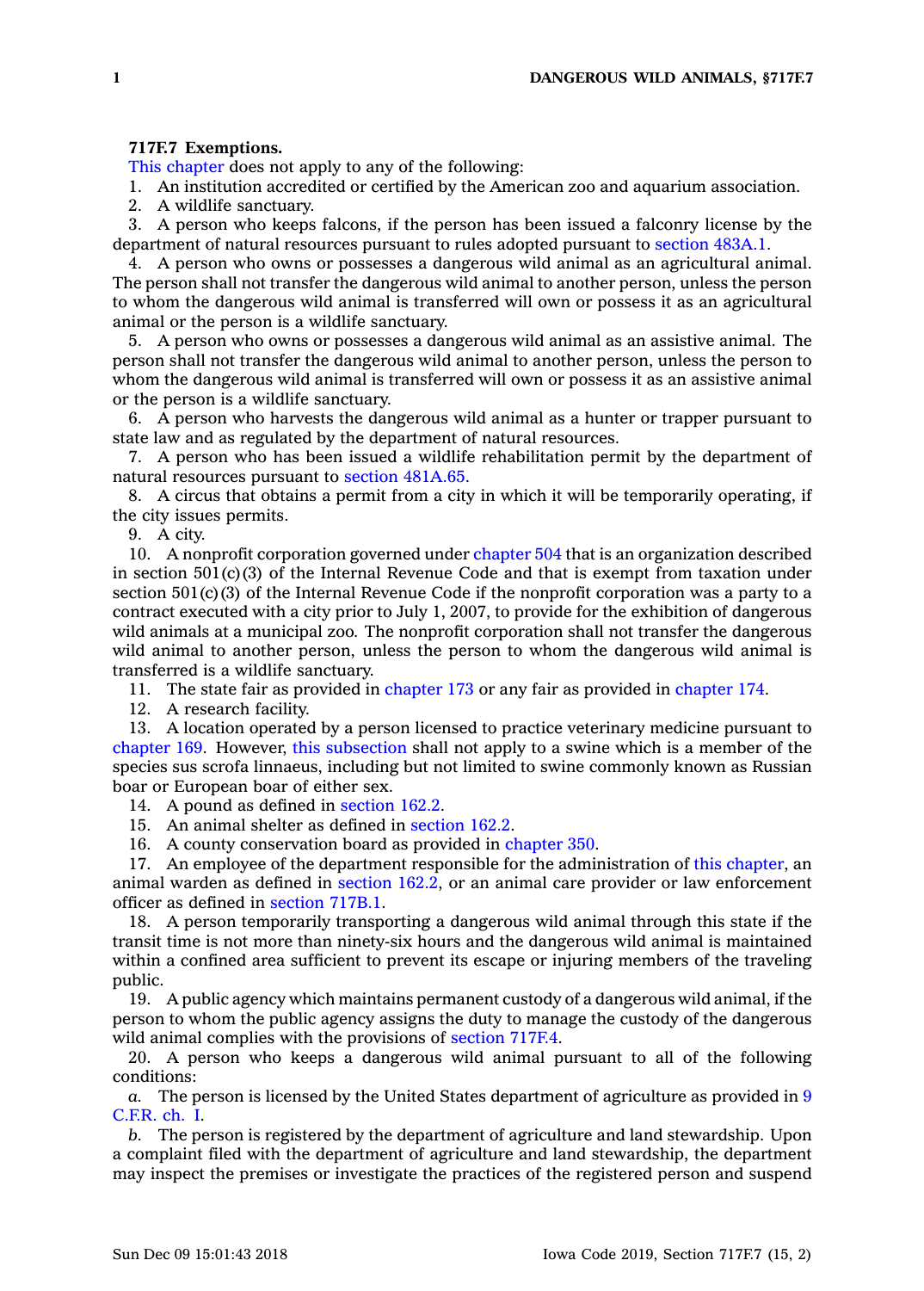**717F.7 Exemptions.**

This chapter does not apply to any of the following:

1. An institution accredited or certified by the American zoo and aquarium association.
2. A wildlife sanctuary.
3. A person who keeps falcons, if the person has been issued a falconry license by the department of natural resources pursuant to rules adopted pursuant to section 483A.1.
4. A person who owns or possesses a dangerous wild animal as an agricultural animal. The person shall not transfer the dangerous wild animal to another person, unless the person to whom the dangerous wild animal is transferred will own or possess it as an agricultural animal or the person is a wildlife sanctuary.
5. A person who owns or possesses a dangerous wild animal as an assistive animal. The person shall not transfer the dangerous wild animal to another person, unless the person to whom the dangerous wild animal is transferred will own or possess it as an assistive animal or the person is a wildlife sanctuary.
6. A person who harvests the dangerous wild animal as a hunter or trapper pursuant to state law and as regulated by the department of natural resources.
7. A person who has been issued a wildlife rehabilitation permit by the department of natural resources pursuant to section 481A.65.
8. A circus that obtains a permit from a city in which it will be temporarily operating, if the city issues permits.
9. A city.
10. A nonprofit corporation governed under chapter 504 that is an organization described in section 501(c)(3) of the Internal Revenue Code and that is exempt from taxation under section 501(c)(3) of the Internal Revenue Code if the nonprofit corporation was a party to a contract executed with a city prior to July 1, 2007, to provide for the exhibition of dangerous wild animals at a municipal zoo. The nonprofit corporation shall not transfer the dangerous wild animal to another person, unless the person to whom the dangerous wild animal is transferred is a wildlife sanctuary.
11. The state fair as provided in chapter 173 or any fair as provided in chapter 174.
12. A research facility.
13. A location operated by a person licensed to practice veterinary medicine pursuant to chapter 169. However, this subsection shall not apply to a swine which is a member of the species sus scrofa linnaeus, including but not limited to swine commonly known as Russian boar or European boar of either sex.
14. A pound as defined in section 162.2.
15. An animal shelter as defined in section 162.2.
16. A county conservation board as provided in chapter 350.
17. An employee of the department responsible for the administration of this chapter, an animal warden as defined in section 162.2, or an animal care provider or law enforcement officer as defined in section 717B.1.
18. A person temporarily transporting a dangerous wild animal through this state if the transit time is not more than ninety-six hours and the dangerous wild animal is maintained within a confined area sufficient to prevent its escape or injuring members of the traveling public.
19. A public agency which maintains permanent custody of a dangerous wild animal, if the person to whom the public agency assigns the duty to manage the custody of the dangerous wild animal complies with the provisions of section 717F.4.
20. A person who keeps a dangerous wild animal pursuant to all of the following conditions:

*a.* The person is licensed by the United States department of agriculture as provided in 9 C.F.R. ch. I.

*b.* The person is registered by the department of agriculture and land stewardship. Upon a complaint filed with the department of agriculture and land stewardship, the department may inspect the premises or investigate the practices of the registered person and suspend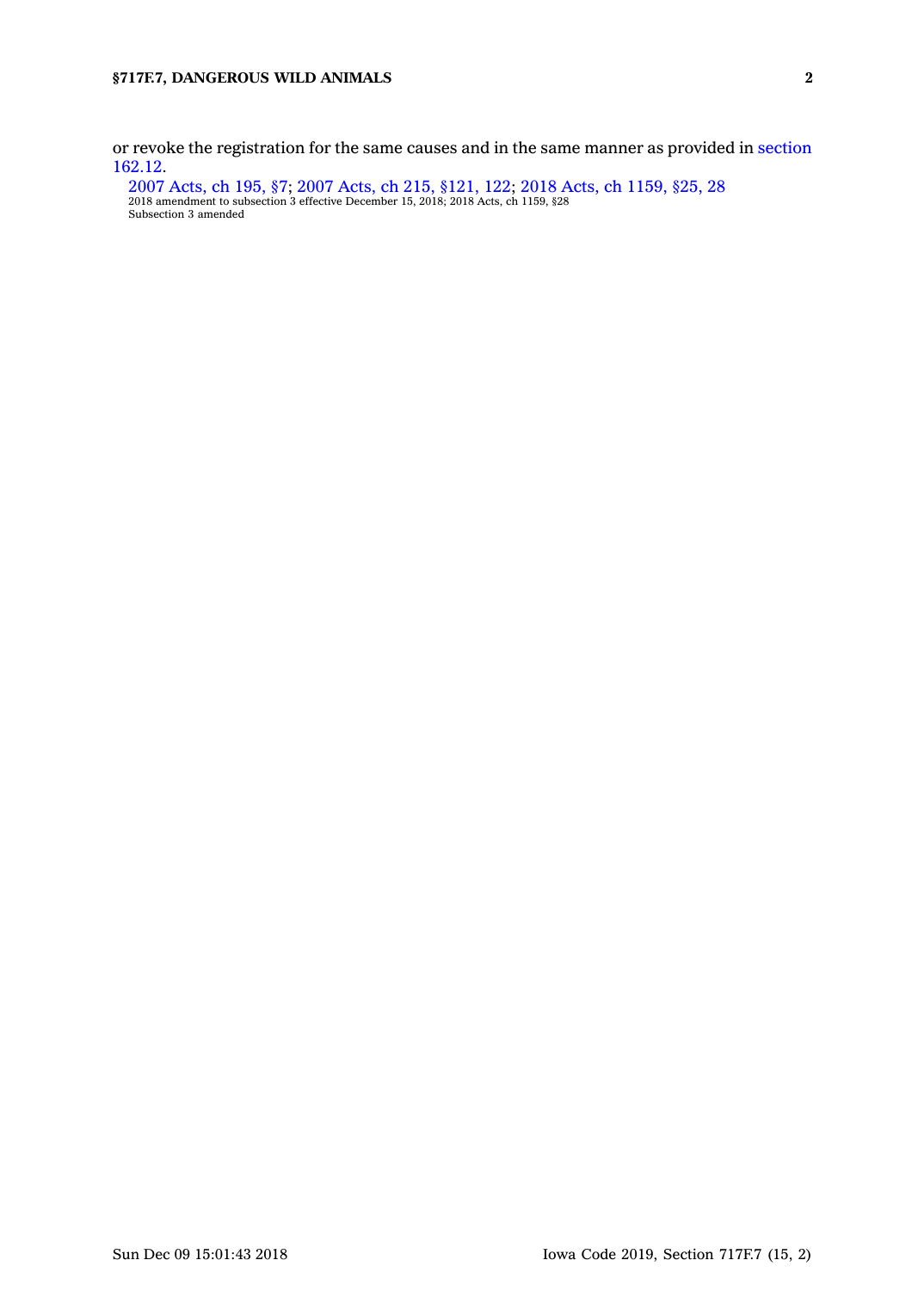or revoke the registration for the same causes and in the same manner as provided in section 162.12.

2007 Acts, ch 195, §7; 2007 Acts, ch 215, §121, 122; 2018 Acts, ch 1159, §25, 28

2018 amendment to subsection 3 effective December 15, 2018; 2018 Acts, ch 1159, §28

Subsection 3 amended